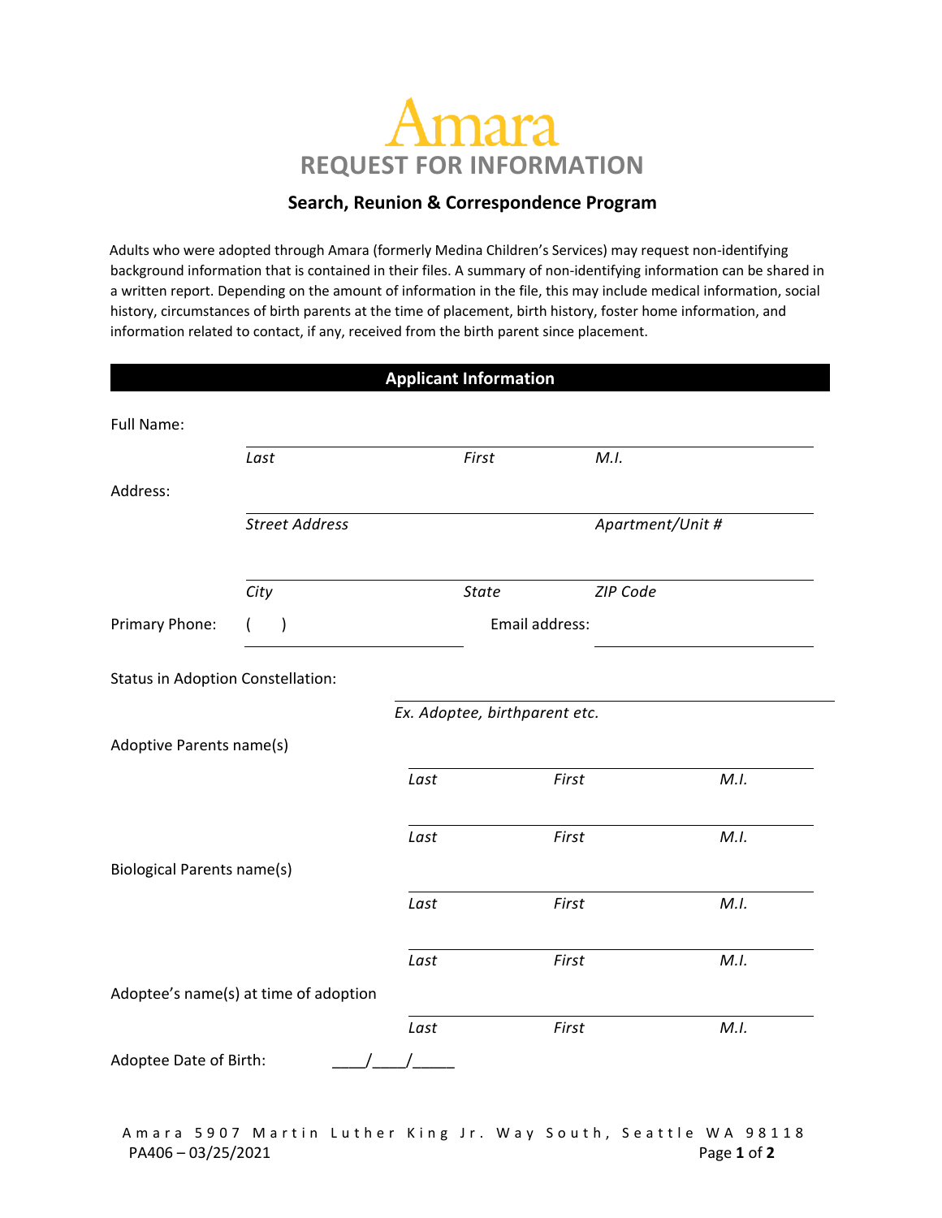# Amara

## REQUEST FOR INFORMATION

### Search, Reunion & Correspondence Program

Adults who were adopted through Amara (formerly Medina Children's Services) may request non-identifying background information that is contained in their files. A summary of non-identifying information can be shared in a written report. Depending on the amount of information in the file, this may include medical information, social history, circumstances of birth parents at the time of placement, birth history, foster home information, and information related to contact, if any, received from the birth parent since placement.

## Applicant Information

Full Name: ______________________________________________

*Last* *First* *M.I.*

Address: ______________________________________________

*Street Address* *Apartment/Unit #*

______________________________________________

*City* *State* *ZIP Code*

Primary Phone: ( ) ____________________ Email address: ____________________

Status in Adoption Constellation: ______________________________

*Ex. Adoptee, birthparent etc.*

Adoptive Parents name(s)

______________________________

*Last* *First* *M.I.*

______________________________

*Last* *First* *M.I.*

Biological Parents name(s)

______________________________

*Last* *First* *M.I.*

______________________________

*Last* *First* *M.I.*

Adoptee's name(s) at time of adoption

______________________________

*Last* *First* *M.I.*

Adoptee Date of Birth: ____/____/_____

Amara 5907 Martin Luther King Jr. Way South, Seattle WA 98118

PA406 – 03/25/2021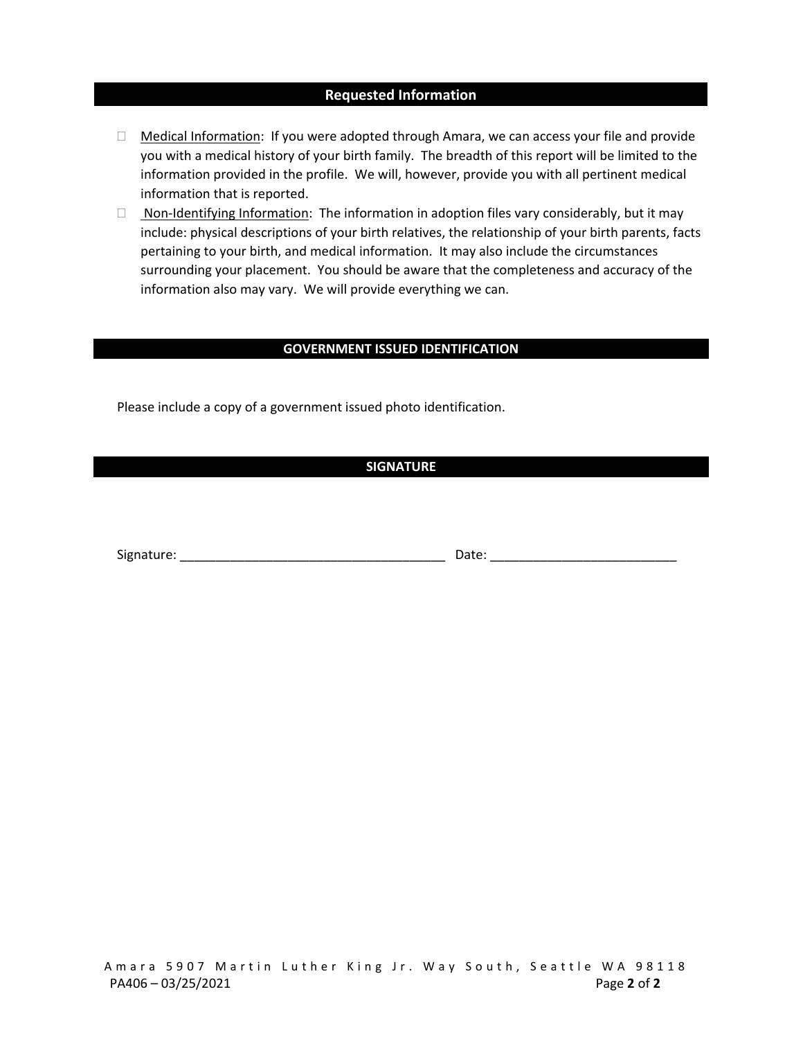## Requested Information

- ☐ Medical Information: If you were adopted through Amara, we can access your file and provide you with a medical history of your birth family. The breadth of this report will be limited to the information provided in the profile. We will, however, provide you with all pertinent medical information that is reported.
- ☐ Non-Identifying Information: The information in adoption files vary considerably, but it may include: physical descriptions of your birth relatives, the relationship of your birth parents, facts pertaining to your birth, and medical information. It may also include the circumstances surrounding your placement. You should be aware that the completeness and accuracy of the information also may vary. We will provide everything we can.

## GOVERNMENT ISSUED IDENTIFICATION

Please include a copy of a government issued photo identification.

## SIGNATURE

Signature: ______________________________________ Date: ___________________________

Amara 5907 Martin Luther King Jr. Way South, Seattle WA 98118

PA406 – 03/25/2021